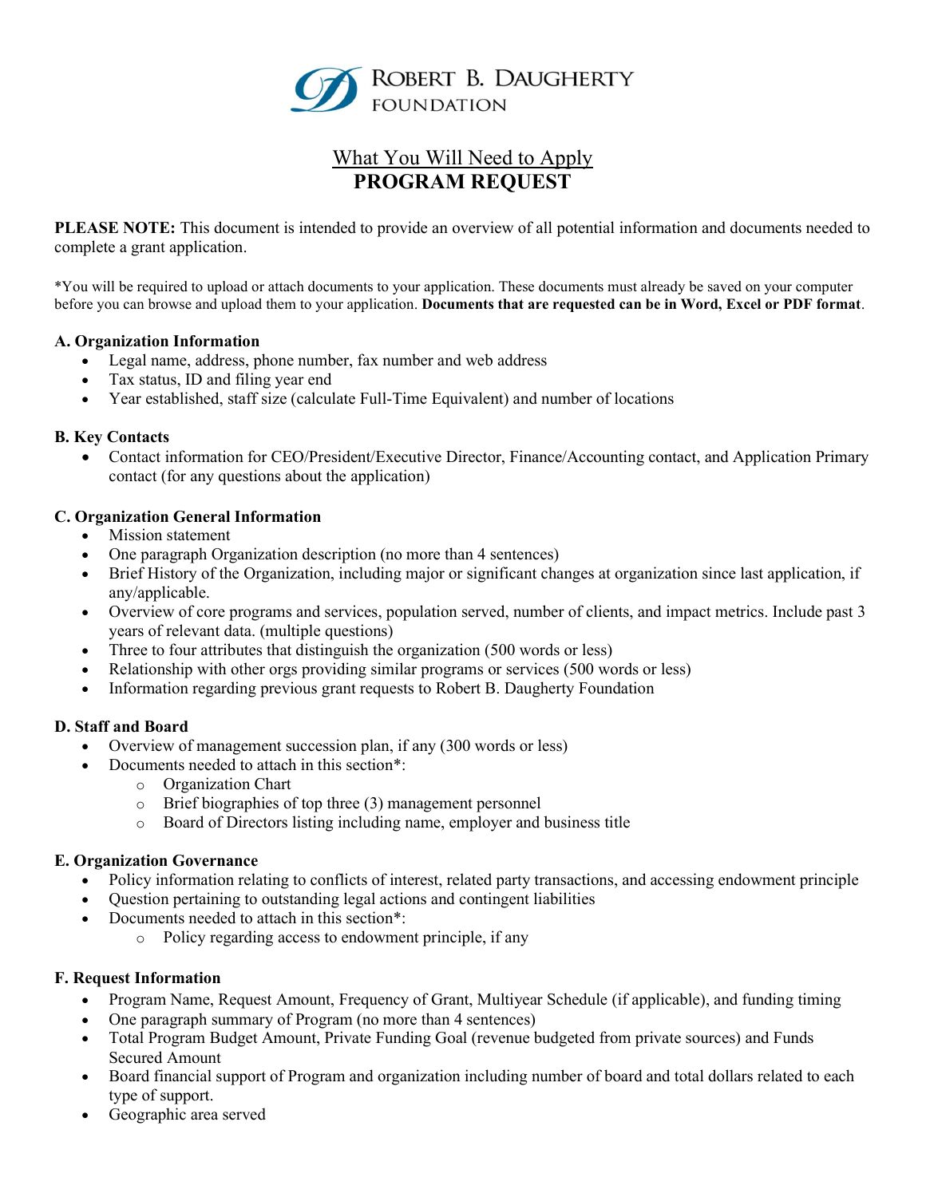ROBERT B. DAUGHERTY FOUNDATION

# What You Will Need to Apply
# PROGRAM REQUEST

**PLEASE NOTE:** This document is intended to provide an overview of all potential information and documents needed to complete a grant application.

*You will be required to upload or attach documents to your application. These documents must already be saved on your computer before you can browse and upload them to your application. **Documents that are requested can be in Word, Excel or PDF format**.

### A. Organization Information

- Legal name, address, phone number, fax number and web address
- Tax status, ID and filing year end
- Year established, staff size (calculate Full-Time Equivalent) and number of locations

### B. Key Contacts

- Contact information for CEO/President/Executive Director, Finance/Accounting contact, and Application Primary contact (for any questions about the application)

### C. Organization General Information

- Mission statement
- One paragraph Organization description (no more than 4 sentences)
- Brief History of the Organization, including major or significant changes at organization since last application, if any/applicable.
- Overview of core programs and services, population served, number of clients, and impact metrics. Include past 3 years of relevant data. (multiple questions)
- Three to four attributes that distinguish the organization (500 words or less)
- Relationship with other orgs providing similar programs or services (500 words or less)
- Information regarding previous grant requests to Robert B. Daugherty Foundation

### D. Staff and Board

- Overview of management succession plan, if any (300 words or less)
- Documents needed to attach in this section*:
  - Organization Chart
  - Brief biographies of top three (3) management personnel
  - Board of Directors listing including name, employer and business title

### E. Organization Governance

- Policy information relating to conflicts of interest, related party transactions, and accessing endowment principle
- Question pertaining to outstanding legal actions and contingent liabilities
- Documents needed to attach in this section*:
  - Policy regarding access to endowment principle, if any

### F. Request Information

- Program Name, Request Amount, Frequency of Grant, Multiyear Schedule (if applicable), and funding timing
- One paragraph summary of Program (no more than 4 sentences)
- Total Program Budget Amount, Private Funding Goal (revenue budgeted from private sources) and Funds Secured Amount
- Board financial support of Program and organization including number of board and total dollars related to each type of support.
- Geographic area served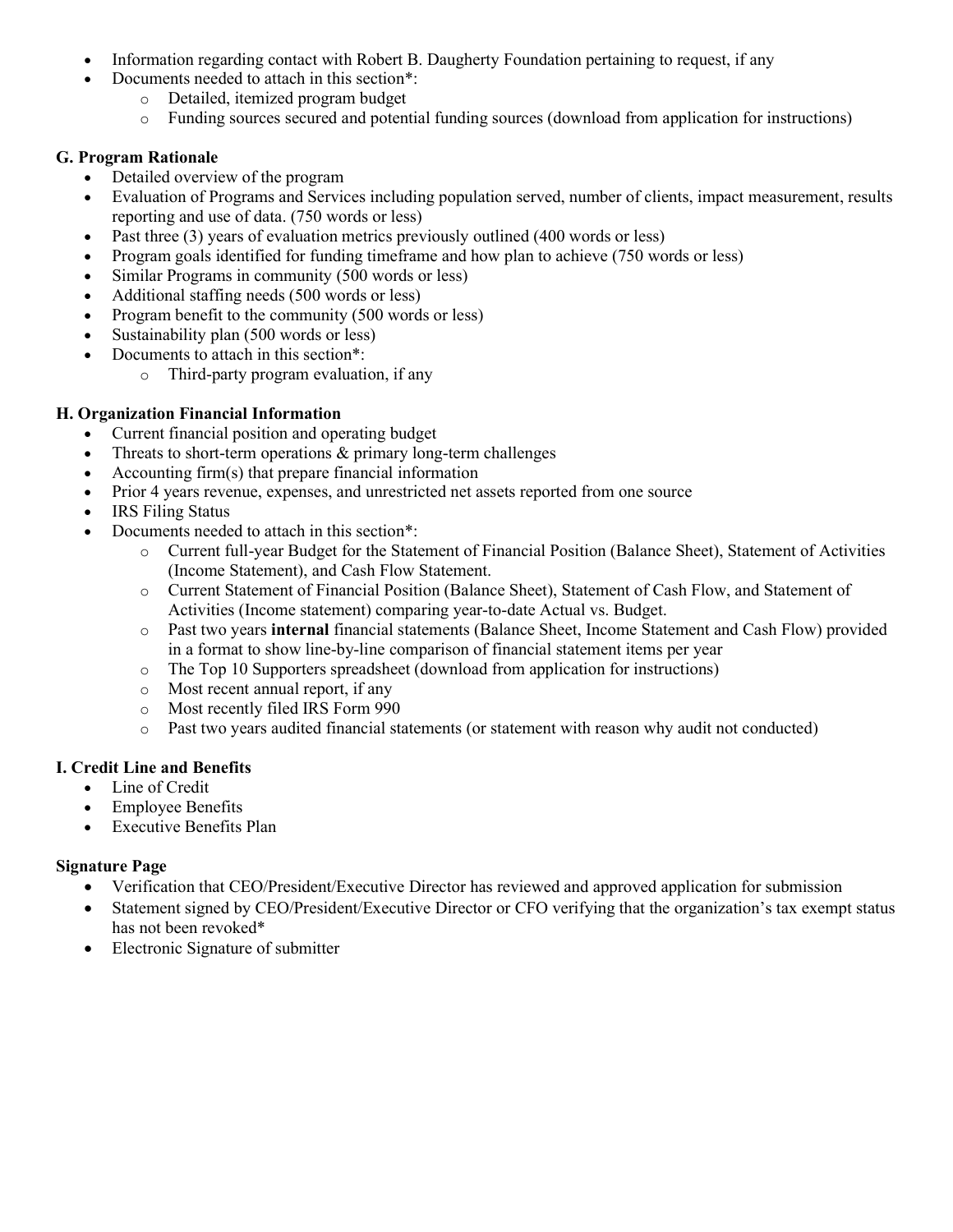- Information regarding contact with Robert B. Daugherty Foundation pertaining to request, if any
- Documents needed to attach in this section*:
  - Detailed, itemized program budget
  - Funding sources secured and potential funding sources (download from application for instructions)

**G. Program Rationale**

- Detailed overview of the program
- Evaluation of Programs and Services including population served, number of clients, impact measurement, results reporting and use of data. (750 words or less)
- Past three (3) years of evaluation metrics previously outlined (400 words or less)
- Program goals identified for funding timeframe and how plan to achieve (750 words or less)
- Similar Programs in community (500 words or less)
- Additional staffing needs (500 words or less)
- Program benefit to the community (500 words or less)
- Sustainability plan (500 words or less)
- Documents to attach in this section*:
  - Third-party program evaluation, if any

**H. Organization Financial Information**

- Current financial position and operating budget
- Threats to short-term operations & primary long-term challenges
- Accounting firm(s) that prepare financial information
- Prior 4 years revenue, expenses, and unrestricted net assets reported from one source
- IRS Filing Status
- Documents needed to attach in this section*:
  - Current full-year Budget for the Statement of Financial Position (Balance Sheet), Statement of Activities (Income Statement), and Cash Flow Statement.
  - Current Statement of Financial Position (Balance Sheet), Statement of Cash Flow, and Statement of Activities (Income statement) comparing year-to-date Actual vs. Budget.
  - Past two years **internal** financial statements (Balance Sheet, Income Statement and Cash Flow) provided in a format to show line-by-line comparison of financial statement items per year
  - The Top 10 Supporters spreadsheet (download from application for instructions)
  - Most recent annual report, if any
  - Most recently filed IRS Form 990
  - Past two years audited financial statements (or statement with reason why audit not conducted)

**I. Credit Line and Benefits**

- Line of Credit
- Employee Benefits
- Executive Benefits Plan

**Signature Page**

- Verification that CEO/President/Executive Director has reviewed and approved application for submission
- Statement signed by CEO/President/Executive Director or CFO verifying that the organization's tax exempt status has not been revoked*
- Electronic Signature of submitter